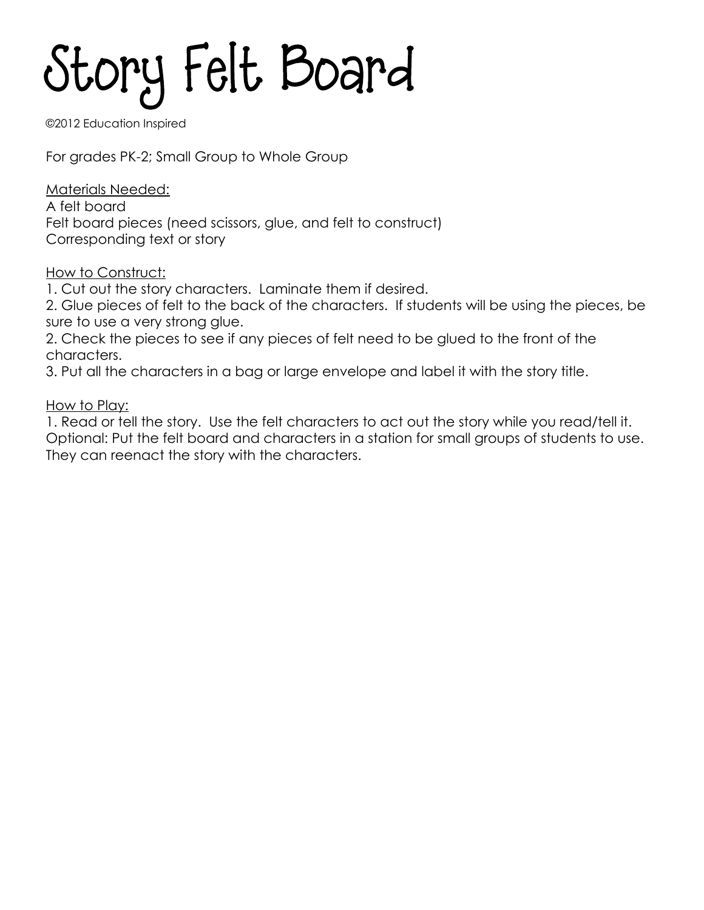# Story Felt Board

©2012 Education Inspired

For grades PK-2; Small Group to Whole Group

Materials Needed:
A felt board
Felt board pieces (need scissors, glue, and felt to construct)
Corresponding text or story

How to Construct:
1. Cut out the story characters. Laminate them if desired.
2. Glue pieces of felt to the back of the characters. If students will be using the pieces, be sure to use a very strong glue.
2. Check the pieces to see if any pieces of felt need to be glued to the front of the characters.
3. Put all the characters in a bag or large envelope and label it with the story title.

How to Play:
1. Read or tell the story. Use the felt characters to act out the story while you read/tell it.
Optional: Put the felt board and characters in a station for small groups of students to use. They can reenact the story with the characters.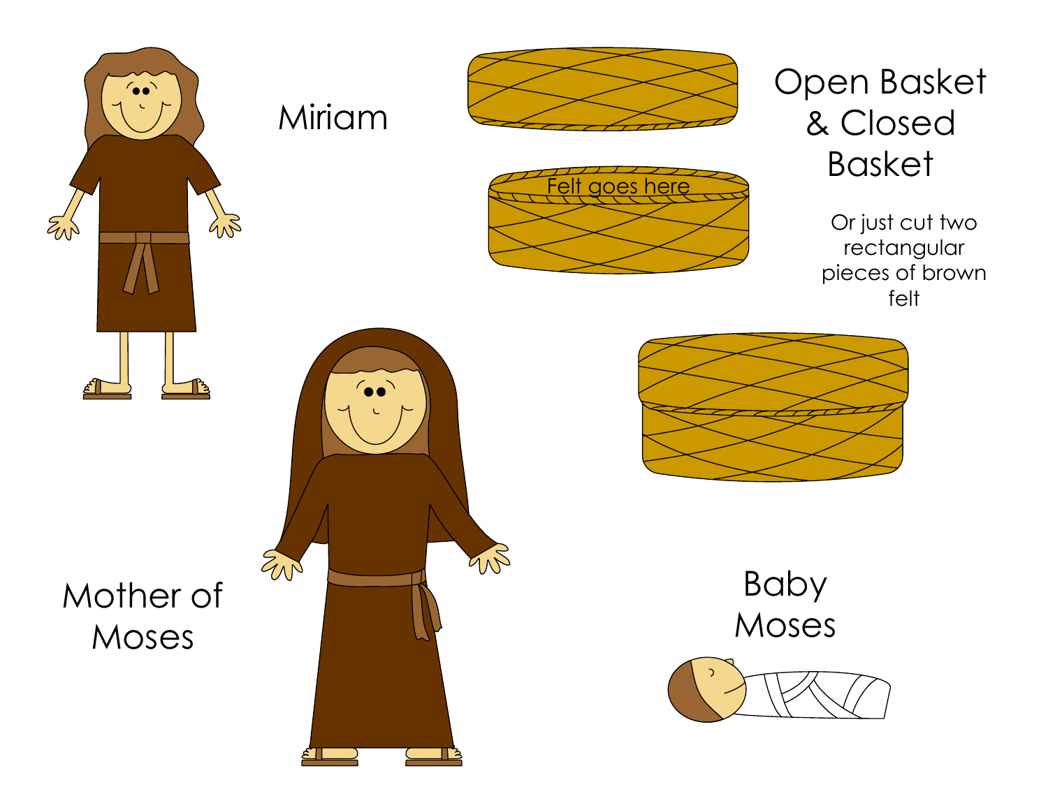Miriam

Felt goes here

Open Basket & Closed Basket

Or just cut two rectangular pieces of brown felt

Mother of Moses

Baby Moses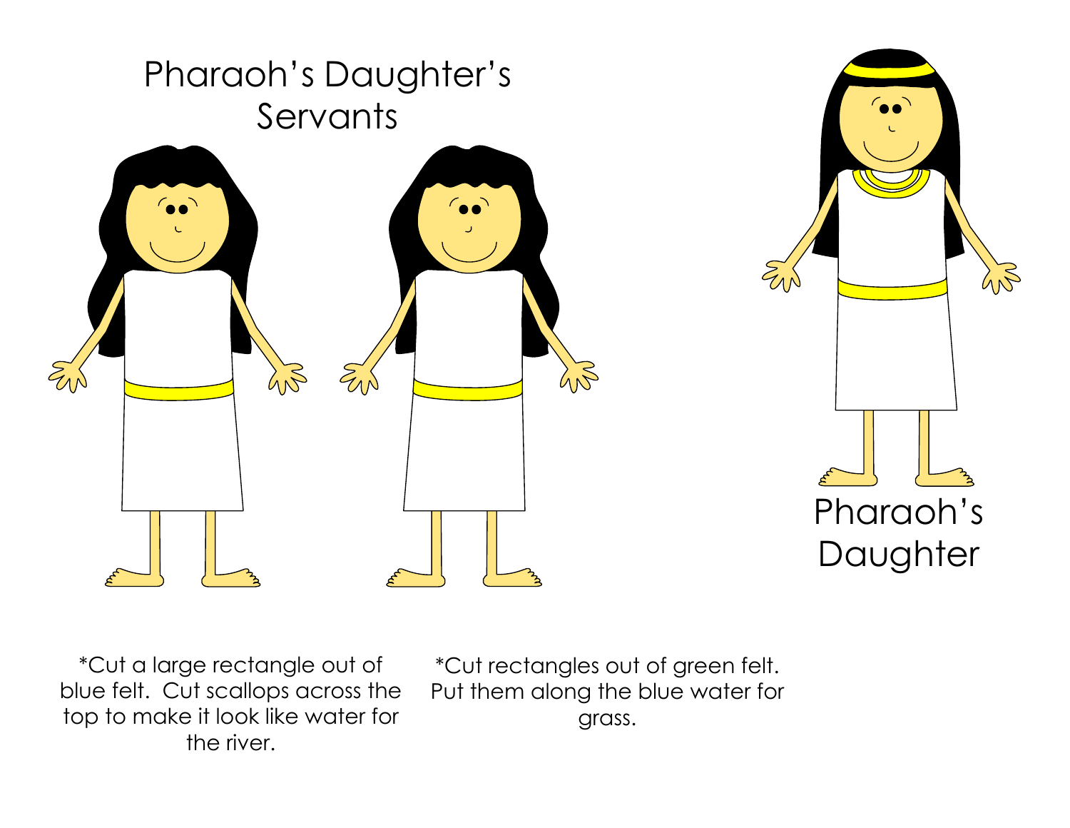Pharaoh's Daughter's Servants

Pharaoh's Daughter

*Cut a large rectangle out of blue felt. Cut scallops across the top to make it look like water for the river.

*Cut rectangles out of green felt. Put them along the blue water for grass.